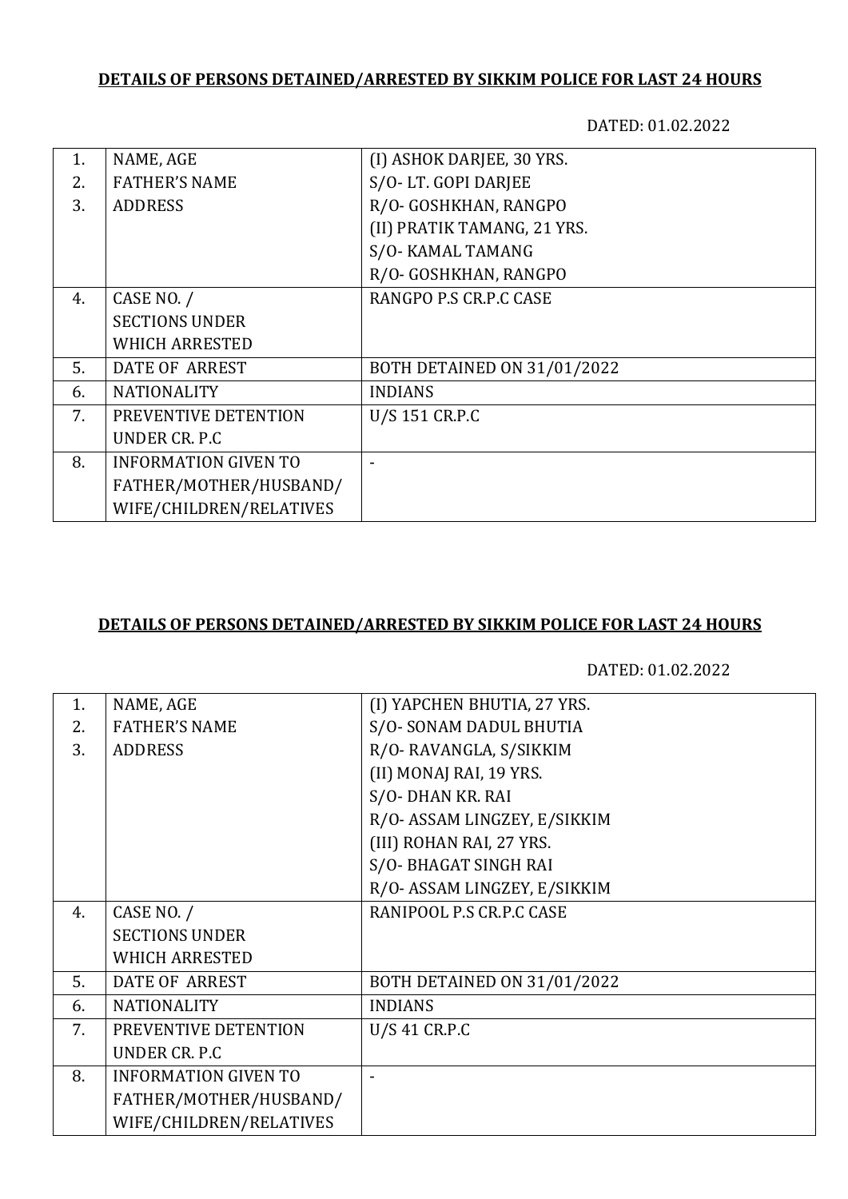**DETAILS OF PERSONS DETAINED/ARRESTED BY SIKKIM POLICE FOR LAST 24 HOURS**

DATED: 01.02.2022

| | | |
|---|---|---|
| 1.<br>2.<br>3. | NAME, AGE<br>FATHER'S NAME<br>ADDRESS | (I) ASHOK DARJEE, 30 YRS.<br>S/O- LT. GOPI DARJEE<br>R/O- GOSHKHAN, RANGPO<br>(II) PRATIK TAMANG, 21 YRS.<br>S/O- KAMAL TAMANG<br>R/O- GOSHKHAN, RANGPO |
| 4. | CASE NO. /<br>SECTIONS UNDER<br>WHICH ARRESTED | RANGPO P.S CR.P.C CASE |
| 5. | DATE OF ARREST | BOTH DETAINED ON 31/01/2022 |
| 6. | NATIONALITY | INDIANS |
| 7. | PREVENTIVE DETENTION<br>UNDER CR. P.C | U/S 151 CR.P.C |
| 8. | INFORMATION GIVEN TO<br>FATHER/MOTHER/HUSBAND/<br>WIFE/CHILDREN/RELATIVES | - |

**DETAILS OF PERSONS DETAINED/ARRESTED BY SIKKIM POLICE FOR LAST 24 HOURS**

DATED: 01.02.2022

| | | |
|---|---|---|
| 1.<br>2.<br>3. | NAME, AGE<br>FATHER'S NAME<br>ADDRESS | (I) YAPCHEN BHUTIA, 27 YRS.<br>S/O- SONAM DADUL BHUTIA<br>R/O- RAVANGLA, S/SIKKIM<br>(II) MONAJ RAI, 19 YRS.<br>S/O- DHAN KR. RAI<br>R/O- ASSAM LINGZEY, E/SIKKIM<br>(III) ROHAN RAI, 27 YRS.<br>S/O- BHAGAT SINGH RAI<br>R/O- ASSAM LINGZEY, E/SIKKIM |
| 4. | CASE NO. /<br>SECTIONS UNDER<br>WHICH ARRESTED | RANIPOOL P.S CR.P.C CASE |
| 5. | DATE OF ARREST | BOTH DETAINED ON 31/01/2022 |
| 6. | NATIONALITY | INDIANS |
| 7. | PREVENTIVE DETENTION<br>UNDER CR. P.C | U/S 41 CR.P.C |
| 8. | INFORMATION GIVEN TO<br>FATHER/MOTHER/HUSBAND/<br>WIFE/CHILDREN/RELATIVES | - |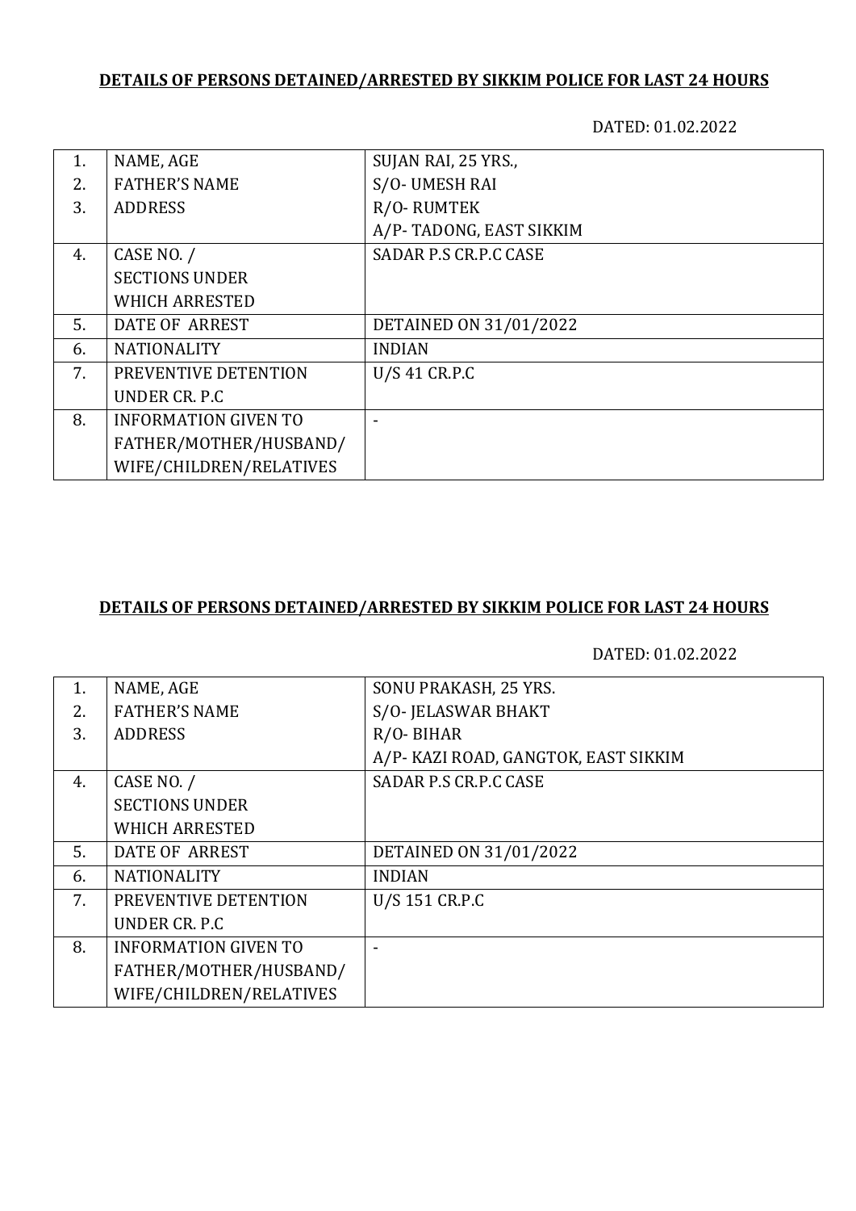**DETAILS OF PERSONS DETAINED/ARRESTED BY SIKKIM POLICE FOR LAST 24 HOURS**

DATED: 01.02.2022

| | | |
|---|---|---|
| 1.<br>2.<br>3. | NAME, AGE<br>FATHER'S NAME<br>ADDRESS | SUJAN RAI, 25 YRS.,<br>S/O- UMESH RAI<br>R/O- RUMTEK<br>A/P- TADONG, EAST SIKKIM |
| 4. | CASE NO. /<br>SECTIONS UNDER<br>WHICH ARRESTED | SADAR P.S CR.P.C CASE |
| 5. | DATE OF ARREST | DETAINED ON 31/01/2022 |
| 6. | NATIONALITY | INDIAN |
| 7. | PREVENTIVE DETENTION<br>UNDER CR. P.C | U/S 41 CR.P.C |
| 8. | INFORMATION GIVEN TO<br>FATHER/MOTHER/HUSBAND/<br>WIFE/CHILDREN/RELATIVES | - |

**DETAILS OF PERSONS DETAINED/ARRESTED BY SIKKIM POLICE FOR LAST 24 HOURS**

DATED: 01.02.2022

| | | |
|---|---|---|
| 1.<br>2.<br>3. | NAME, AGE<br>FATHER'S NAME<br>ADDRESS | SONU PRAKASH, 25 YRS.<br>S/O- JELASWAR BHAKT<br>R/O- BIHAR<br>A/P- KAZI ROAD, GANGTOK, EAST SIKKIM |
| 4. | CASE NO. /<br>SECTIONS UNDER<br>WHICH ARRESTED | SADAR P.S CR.P.C CASE |
| 5. | DATE OF ARREST | DETAINED ON 31/01/2022 |
| 6. | NATIONALITY | INDIAN |
| 7. | PREVENTIVE DETENTION<br>UNDER CR. P.C | U/S 151 CR.P.C |
| 8. | INFORMATION GIVEN TO<br>FATHER/MOTHER/HUSBAND/<br>WIFE/CHILDREN/RELATIVES | - |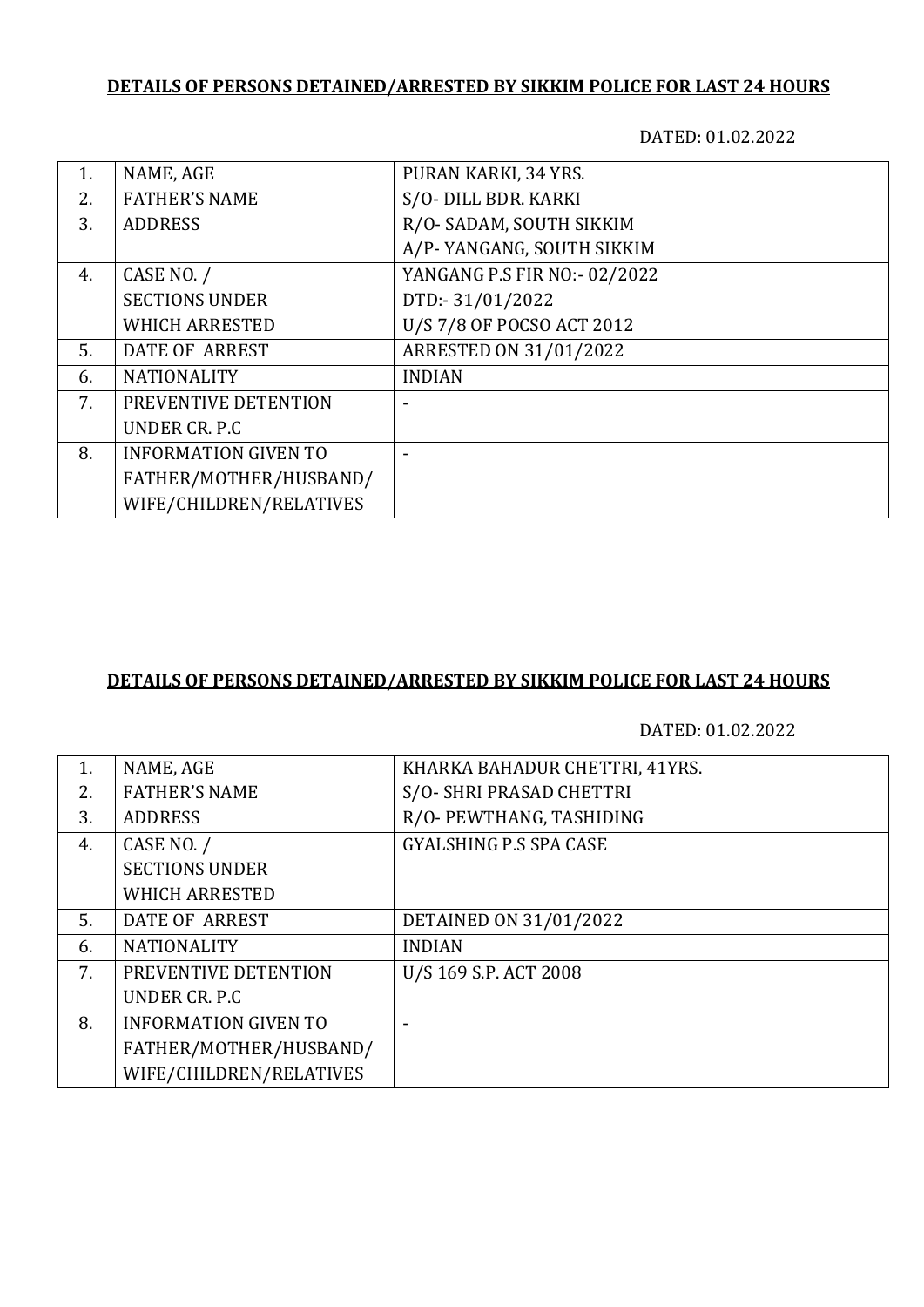**DETAILS OF PERSONS DETAINED/ARRESTED BY SIKKIM POLICE FOR LAST 24 HOURS**

DATED: 01.02.2022

| | | |
|---|---|---|
| 1.<br>2.<br>3. | NAME, AGE<br>FATHER'S NAME<br>ADDRESS | PURAN KARKI, 34 YRS.<br>S/O- DILL BDR. KARKI<br>R/O- SADAM, SOUTH SIKKIM<br>A/P- YANGANG, SOUTH SIKKIM |
| 4. | CASE NO. /<br>SECTIONS UNDER<br>WHICH ARRESTED | YANGANG P.S FIR NO:- 02/2022<br>DTD:- 31/01/2022<br>U/S 7/8 OF POCSO ACT 2012 |
| 5. | DATE OF ARREST | ARRESTED ON 31/01/2022 |
| 6. | NATIONALITY | INDIAN |
| 7. | PREVENTIVE DETENTION<br>UNDER CR. P.C | - |
| 8. | INFORMATION GIVEN TO<br>FATHER/MOTHER/HUSBAND/<br>WIFE/CHILDREN/RELATIVES | - |

**DETAILS OF PERSONS DETAINED/ARRESTED BY SIKKIM POLICE FOR LAST 24 HOURS**

DATED: 01.02.2022

| | | |
|---|---|---|
| 1.<br>2.<br>3. | NAME, AGE<br>FATHER'S NAME<br>ADDRESS | KHARKA BAHADUR CHETTRI, 41YRS.<br>S/O- SHRI PRASAD CHETTRI<br>R/O- PEWTHANG, TASHIDING |
| 4. | CASE NO. /<br>SECTIONS UNDER<br>WHICH ARRESTED | GYALSHING P.S SPA CASE |
| 5. | DATE OF ARREST | DETAINED ON 31/01/2022 |
| 6. | NATIONALITY | INDIAN |
| 7. | PREVENTIVE DETENTION<br>UNDER CR. P.C | U/S 169 S.P. ACT 2008 |
| 8. | INFORMATION GIVEN TO<br>FATHER/MOTHER/HUSBAND/<br>WIFE/CHILDREN/RELATIVES | - |